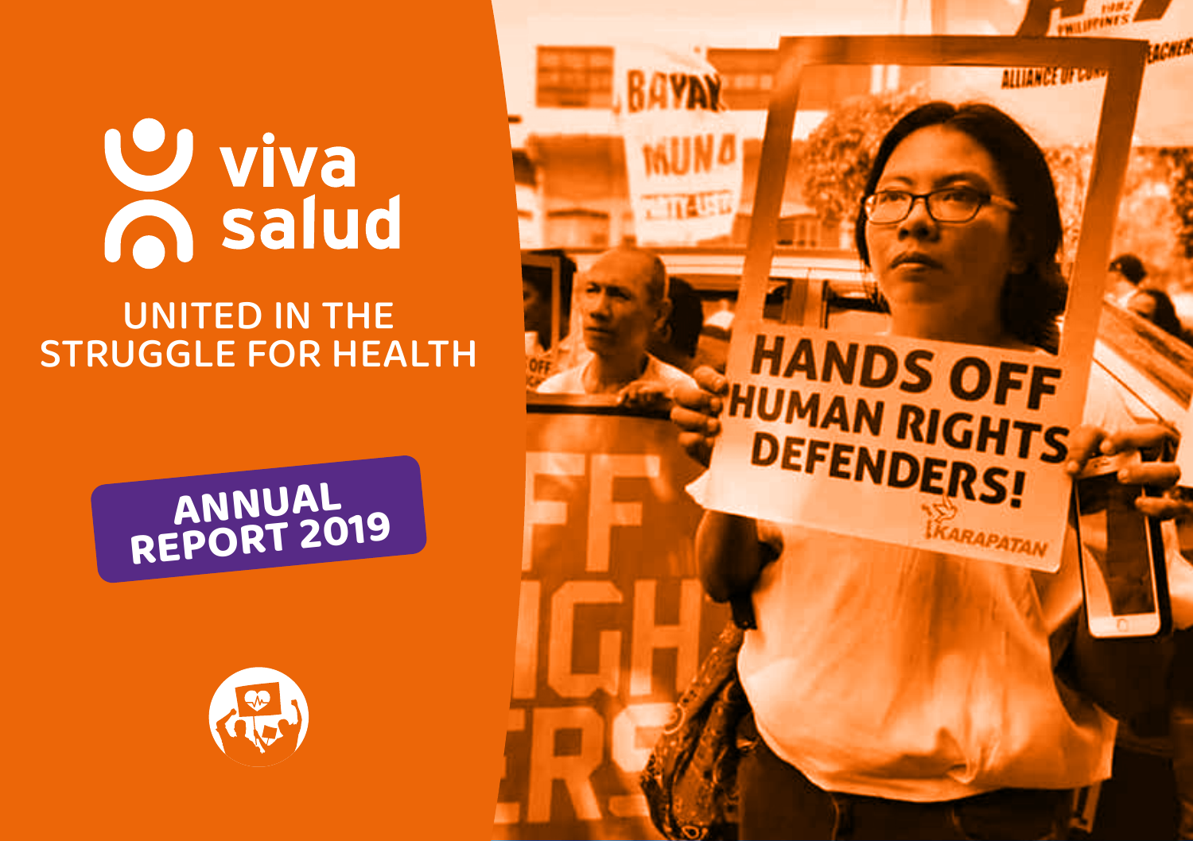# viva salud

UNITED IN THE STRUGGLE FOR HEALTH

## ANNUAL REPORT 2019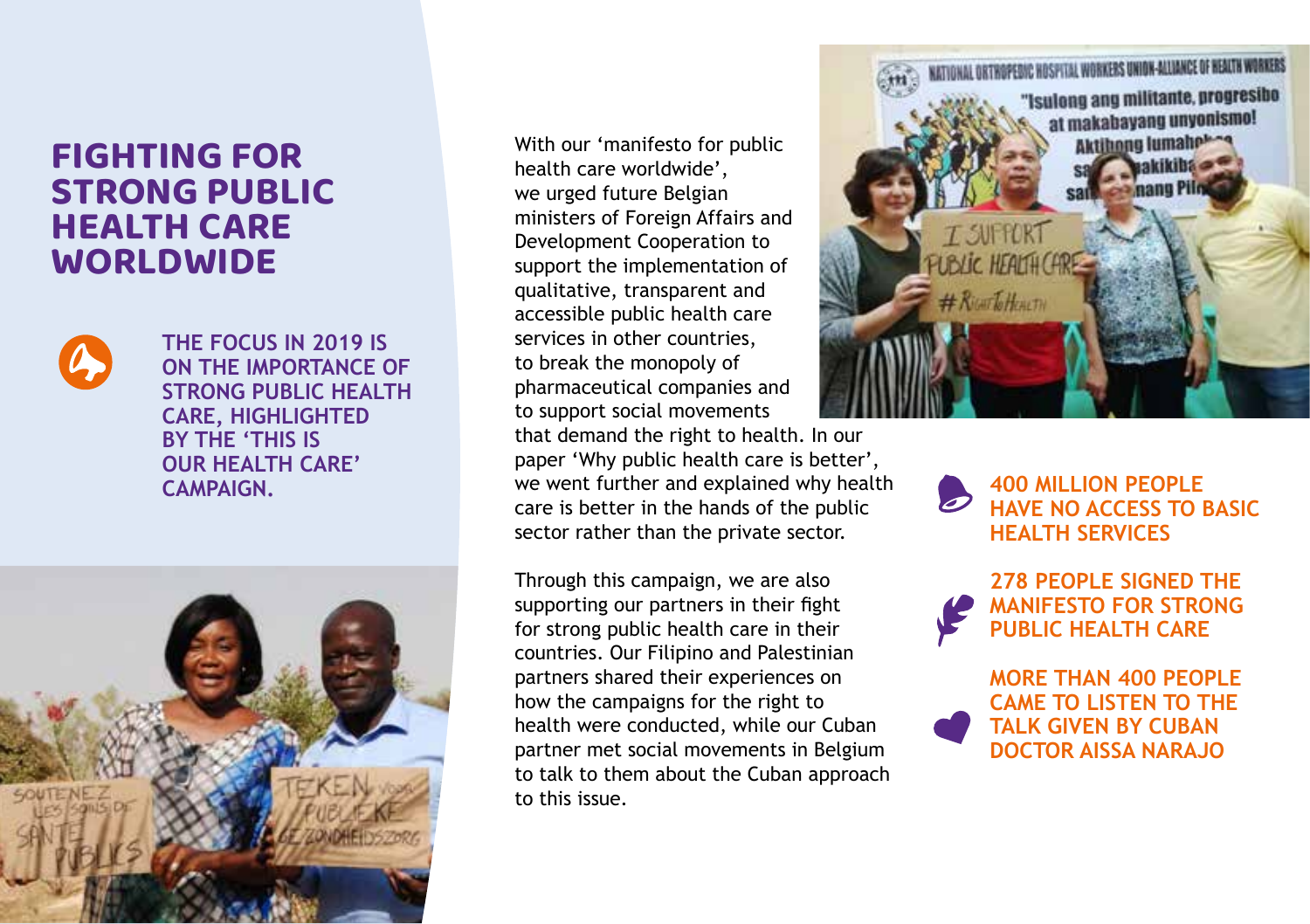# FIGHTING FOR STRONG PUBLIC HEALTH CARE WORLDWIDE

**THE FOCUS IN 2019 IS ON THE IMPORTANCE OF STRONG PUBLIC HEALTH CARE, HIGHLIGHTED BY THE 'THIS IS OUR HEALTH CARE' CAMPAIGN.**

With our 'manifesto for public health care worldwide', we urged future Belgian ministers of Foreign Affairs and Development Cooperation to support the implementation of qualitative, transparent and accessible public health care services in other countries, to break the monopoly of pharmaceutical companies and to support social movements that demand the right to health. In our paper 'Why public health care is better', we went further and explained why health care is better in the hands of the public sector rather than the private sector.

Through this campaign, we are also supporting our partners in their fight for strong public health care in their countries. Our Filipino and Palestinian partners shared their experiences on how the campaigns for the right to health were conducted, while our Cuban partner met social movements in Belgium to talk to them about the Cuban approach to this issue.

**400 MILLION PEOPLE HAVE NO ACCESS TO BASIC HEALTH SERVICES**

**278 PEOPLE SIGNED THE MANIFESTO FOR STRONG PUBLIC HEALTH CARE**

**MORE THAN 400 PEOPLE CAME TO LISTEN TO THE TALK GIVEN BY CUBAN DOCTOR AISSA NARAJO**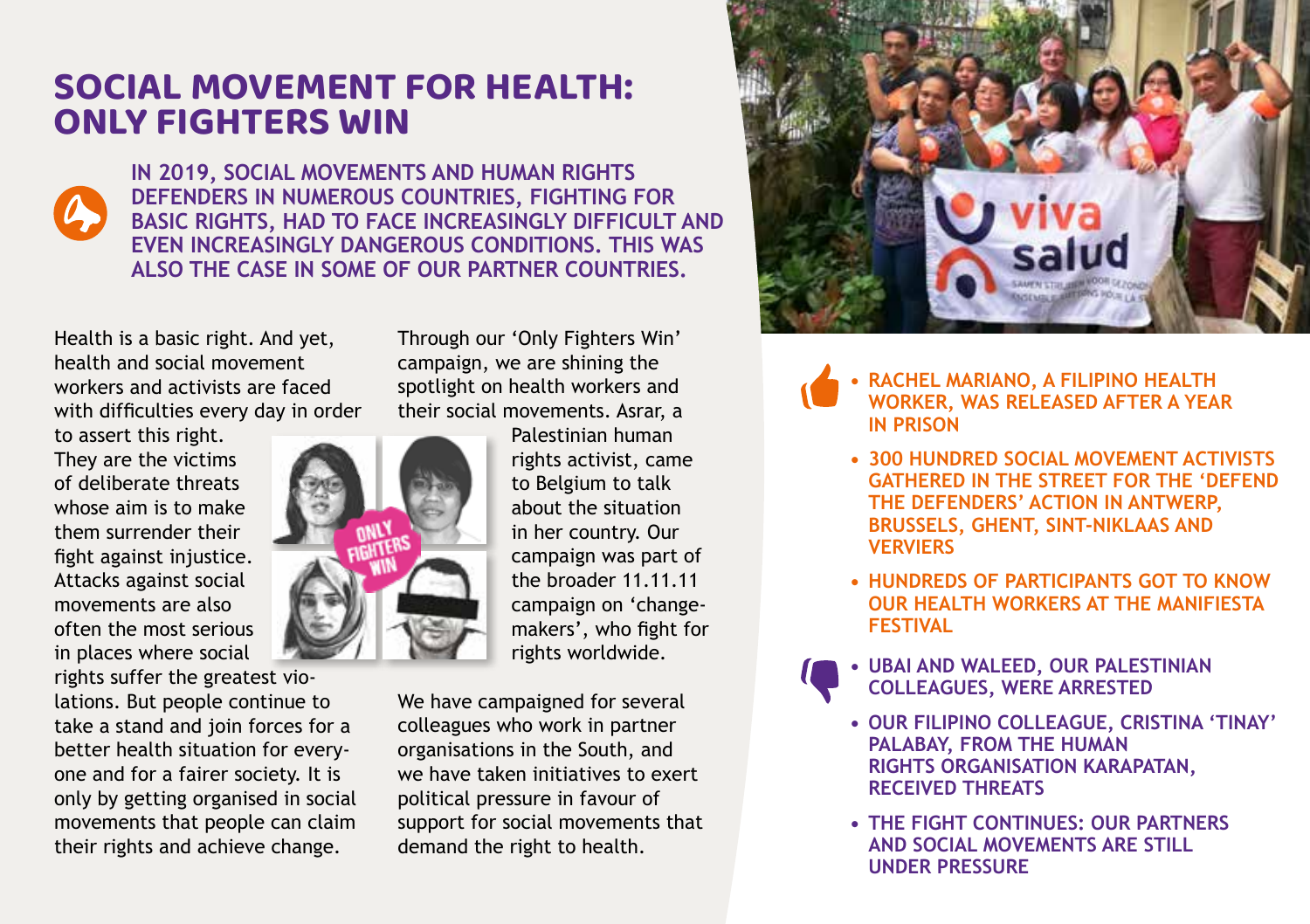# SOCIAL MOVEMENT FOR HEALTH: ONLY FIGHTERS WIN

**IN 2019, SOCIAL MOVEMENTS AND HUMAN RIGHTS DEFENDERS IN NUMEROUS COUNTRIES, FIGHTING FOR BASIC RIGHTS, HAD TO FACE INCREASINGLY DIFFICULT AND EVEN INCREASINGLY DANGEROUS CONDITIONS. THIS WAS ALSO THE CASE IN SOME OF OUR PARTNER COUNTRIES.**

Health is a basic right. And yet, health and social movement workers and activists are faced with difficulties every day in order to assert this right. They are the victims of deliberate threats whose aim is to make them surrender their fight against injustice. Attacks against social movements are also often the most serious in places where social rights suffer the greatest violations. But people continue to take a stand and join forces for a better health situation for everyone and for a fairer society. It is only by getting organised in social movements that people can claim their rights and achieve change.

Through our 'Only Fighters Win' campaign, we are shining the spotlight on health workers and their social movements. Asrar, a Palestinian human rights activist, came to Belgium to talk about the situation in her country. Our campaign was part of the broader 11.11.11 campaign on 'change-makers', who fight for rights worldwide.

We have campaigned for several colleagues who work in partner organisations in the South, and we have taken initiatives to exert political pressure in favour of support for social movements that demand the right to health.

- **RACHEL MARIANO, A FILIPINO HEALTH WORKER, WAS RELEASED AFTER A YEAR IN PRISON**
- **300 HUNDRED SOCIAL MOVEMENT ACTIVISTS GATHERED IN THE STREET FOR THE 'DEFEND THE DEFENDERS' ACTION IN ANTWERP, BRUSSELS, GHENT, SINT-NIKLAAS AND VERVIERS**
- **HUNDREDS OF PARTICIPANTS GOT TO KNOW OUR HEALTH WORKERS AT THE MANIFIESTA FESTIVAL**

- **UBAI AND WALEED, OUR PALESTINIAN COLLEAGUES, WERE ARRESTED**
- **OUR FILIPINO COLLEAGUE, CRISTINA 'TINAY' PALABAY, FROM THE HUMAN RIGHTS ORGANISATION KARAPATAN, RECEIVED THREATS**
- **THE FIGHT CONTINUES: OUR PARTNERS AND SOCIAL MOVEMENTS ARE STILL UNDER PRESSURE**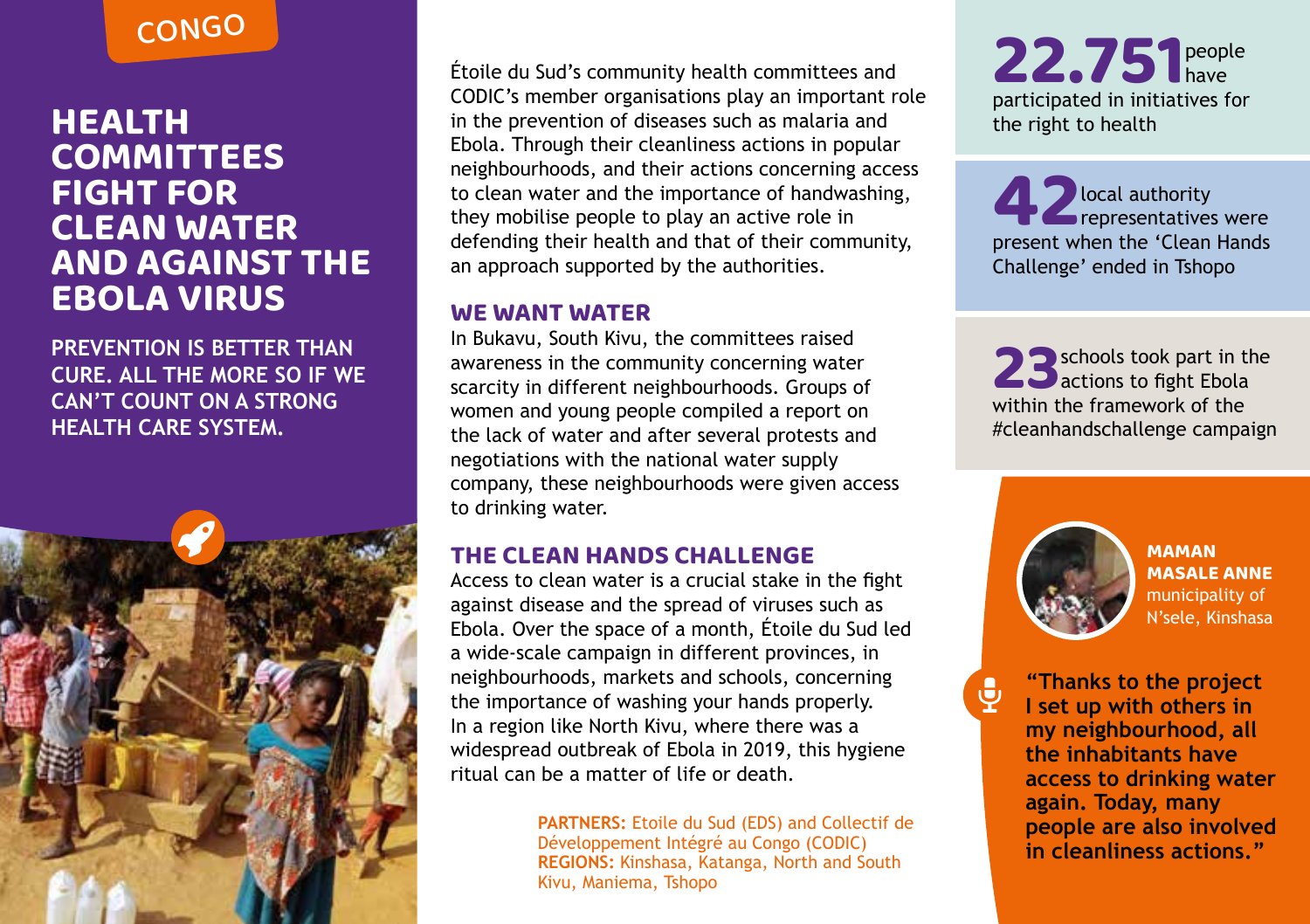CONGO

# HEALTH COMMITTEES FIGHT FOR CLEAN WATER AND AGAINST THE EBOLA VIRUS

**PREVENTION IS BETTER THAN CURE. ALL THE MORE SO IF WE CAN'T COUNT ON A STRONG HEALTH CARE SYSTEM.**

Étoile du Sud's community health committees and CODIC's member organisations play an important role in the prevention of diseases such as malaria and Ebola. Through their cleanliness actions in popular neighbourhoods, and their actions concerning access to clean water and the importance of handwashing, they mobilise people to play an active role in defending their health and that of their community, an approach supported by the authorities.

## WE WANT WATER

In Bukavu, South Kivu, the committees raised awareness in the community concerning water scarcity in different neighbourhoods. Groups of women and young people compiled a report on the lack of water and after several protests and negotiations with the national water supply company, these neighbourhoods were given access to drinking water.

## THE CLEAN HANDS CHALLENGE

Access to clean water is a crucial stake in the fight against disease and the spread of viruses such as Ebola. Over the space of a month, Étoile du Sud led a wide-scale campaign in different provinces, in neighbourhoods, markets and schools, concerning the importance of washing your hands properly. In a region like North Kivu, where there was a widespread outbreak of Ebola in 2019, this hygiene ritual can be a matter of life or death.

**PARTNERS:** Etoile du Sud (EDS) and Collectif de Développement Intégré au Congo (CODIC)
**REGIONS:** Kinshasa, Katanga, North and South Kivu, Maniema, Tshopo

**22.751** people have participated in initiatives for the right to health

**42** local authority representatives were present when the 'Clean Hands Challenge' ended in Tshopo

**23** schools took part in the actions to fight Ebola within the framework of the #cleanhandschallenge campaign

**MAMAN MASALE ANNE**
municipality of N'sele, Kinshasa

**"Thanks to the project I set up with others in my neighbourhood, all the inhabitants have access to drinking water again. Today, many people are also involved in cleanliness actions."**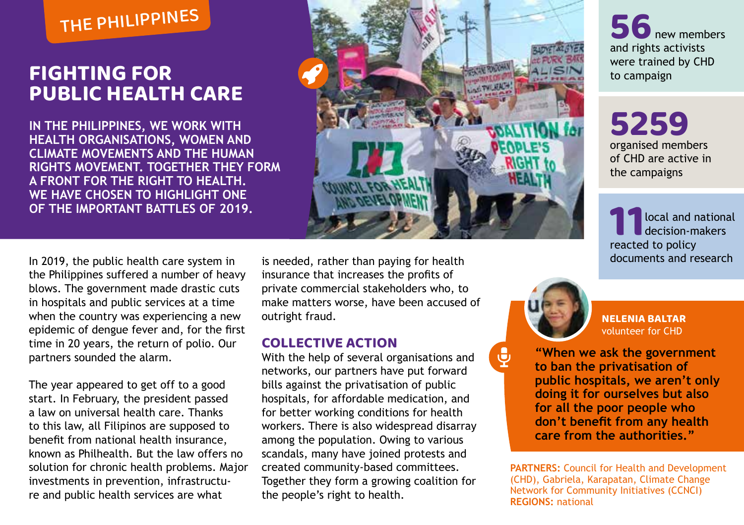THE PHILIPPINES

# FIGHTING FOR PUBLIC HEALTH CARE

**IN THE PHILIPPINES, WE WORK WITH HEALTH ORGANISATIONS, WOMEN AND CLIMATE MOVEMENTS AND THE HUMAN RIGHTS MOVEMENT. TOGETHER THEY FORM A FRONT FOR THE RIGHT TO HEALTH. WE HAVE CHOSEN TO HIGHLIGHT ONE OF THE IMPORTANT BATTLES OF 2019.**

In 2019, the public health care system in the Philippines suffered a number of heavy blows. The government made drastic cuts in hospitals and public services at a time when the country was experiencing a new epidemic of dengue fever and, for the first time in 20 years, the return of polio. Our partners sounded the alarm.

The year appeared to get off to a good start. In February, the president passed a law on universal health care. Thanks to this law, all Filipinos are supposed to benefit from national health insurance, known as Philhealth. But the law offers no solution for chronic health problems. Major investments in prevention, infrastructure and public health services are what is needed, rather than paying for health insurance that increases the profits of private commercial stakeholders who, to make matters worse, have been accused of outright fraud.

## COLLECTIVE ACTION

With the help of several organisations and networks, our partners have put forward bills against the privatisation of public hospitals, for affordable medication, and for better working conditions for health workers. There is also widespread disarray among the population. Owing to various scandals, many have joined protests and created community-based committees. Together they form a growing coalition for the people's right to health.

**56** new members and rights activists were trained by CHD to campaign

**5259** organised members of CHD are active in the campaigns

**11** local and national decision-makers reacted to policy documents and research

**NELENIA BALTAR**
volunteer for CHD

**"When we ask the government to ban the privatisation of public hospitals, we aren't only doing it for ourselves but also for all the poor people who don't benefit from any health care from the authorities."**

**PARTNERS:** Council for Health and Development (CHD), Gabriela, Karapatan, Climate Change Network for Community Initiatives (CCNCI)
**REGIONS:** national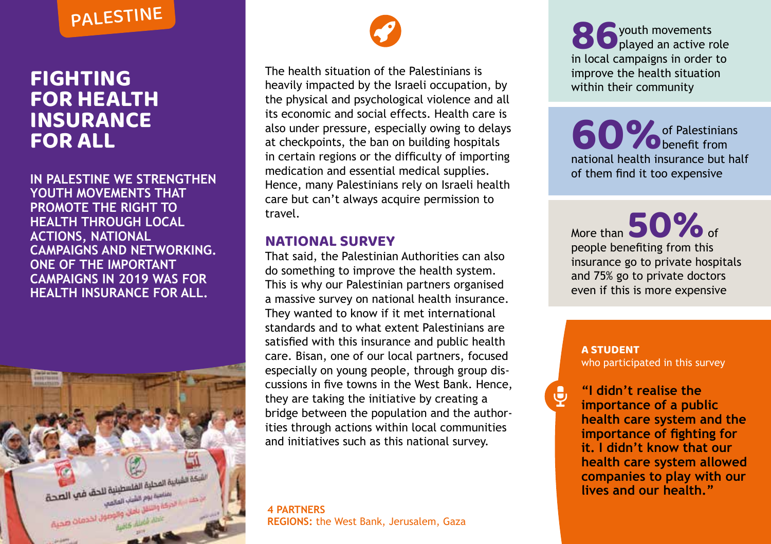PALESTINE

# FIGHTING FOR HEALTH INSURANCE FOR ALL

**IN PALESTINE WE STRENGTHEN YOUTH MOVEMENTS THAT PROMOTE THE RIGHT TO HEALTH THROUGH LOCAL ACTIONS, NATIONAL CAMPAIGNS AND NETWORKING. ONE OF THE IMPORTANT CAMPAIGNS IN 2019 WAS FOR HEALTH INSURANCE FOR ALL.**

The health situation of the Palestinians is heavily impacted by the Israeli occupation, by the physical and psychological violence and all its economic and social effects. Health care is also under pressure, especially owing to delays at checkpoints, the ban on building hospitals in certain regions or the difficulty of importing medication and essential medical supplies. Hence, many Palestinians rely on Israeli health care but can't always acquire permission to travel.

## NATIONAL SURVEY

That said, the Palestinian Authorities can also do something to improve the health system. This is why our Palestinian partners organised a massive survey on national health insurance. They wanted to know if it met international standards and to what extent Palestinians are satisfied with this insurance and public health care. Bisan, one of our local partners, focused especially on young people, through group discussions in five towns in the West Bank. Hence, they are taking the initiative by creating a bridge between the population and the authorities through actions within local communities and initiatives such as this national survey.

**4 PARTNERS**
**REGIONS:** the West Bank, Jerusalem, Gaza

**86** youth movements played an active role in local campaigns in order to improve the health situation within their community

**60%** of Palestinians benefit from national health insurance but half of them find it too expensive

More than **50%** of people benefiting from this insurance go to private hospitals and 75% go to private doctors even if this is more expensive

**A STUDENT**
who participated in this survey

**"I didn't realise the importance of a public health care system and the importance of fighting for it. I didn't know that our health care system allowed companies to play with our lives and our health."**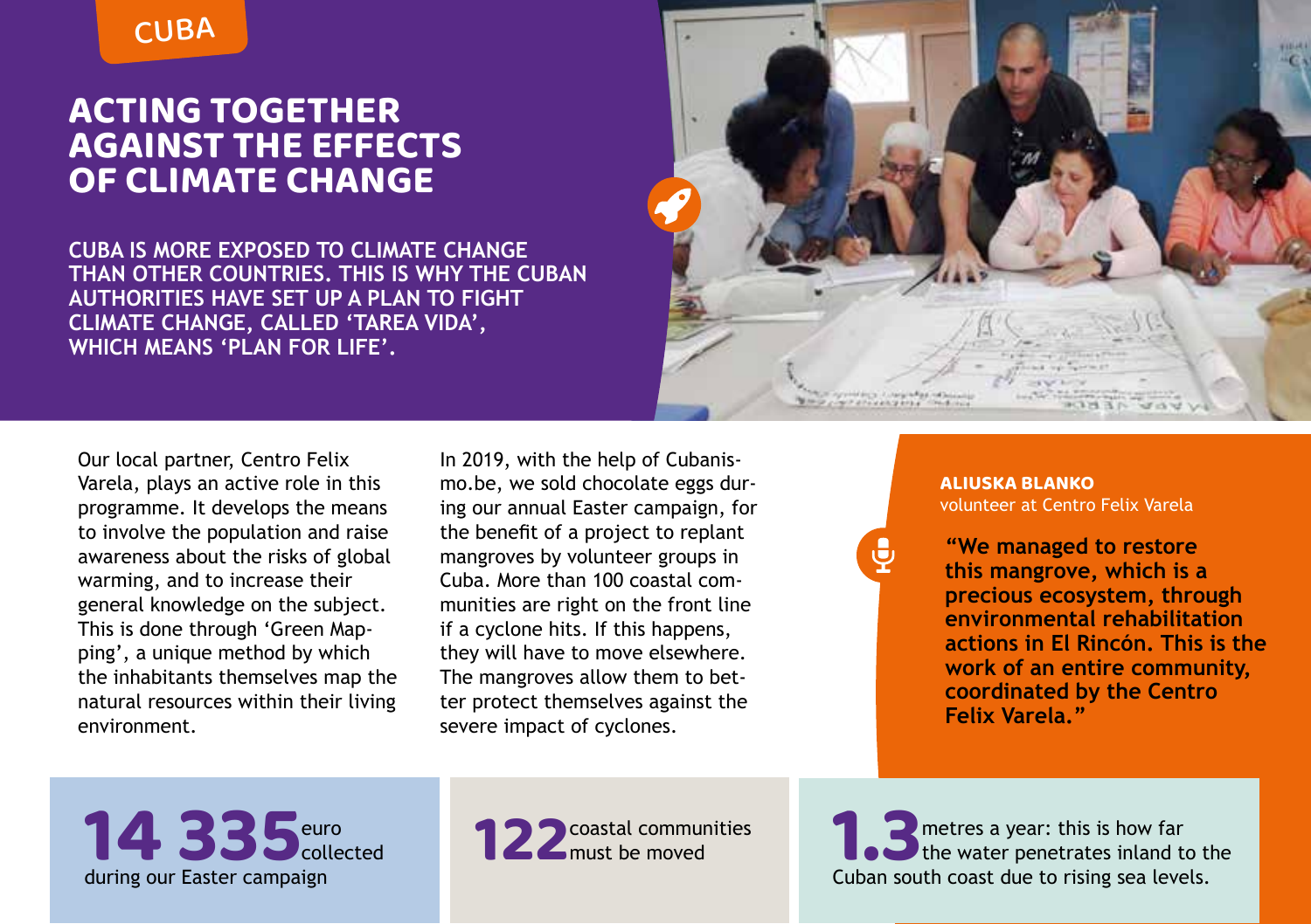CUBA

# ACTING TOGETHER AGAINST THE EFFECTS OF CLIMATE CHANGE

**CUBA IS MORE EXPOSED TO CLIMATE CHANGE THAN OTHER COUNTRIES. THIS IS WHY THE CUBAN AUTHORITIES HAVE SET UP A PLAN TO FIGHT CLIMATE CHANGE, CALLED 'TAREA VIDA', WHICH MEANS 'PLAN FOR LIFE'.**

Our local partner, Centro Felix Varela, plays an active role in this programme. It develops the means to involve the population and raise awareness about the risks of global warming, and to increase their general knowledge on the subject. This is done through 'Green Mapping', a unique method by which the inhabitants themselves map the natural resources within their living environment.

In 2019, with the help of Cubanismo.be, we sold chocolate eggs during our annual Easter campaign, for the benefit of a project to replant mangroves by volunteer groups in Cuba. More than 100 coastal communities are right on the front line if a cyclone hits. If this happens, they will have to move elsewhere. The mangroves allow them to better protect themselves against the severe impact of cyclones.

**ALIUSKA BLANKO**
volunteer at Centro Felix Varela

**"We managed to restore this mangrove, which is a precious ecosystem, through environmental rehabilitation actions in El Rincón. This is the work of an entire community, coordinated by the Centro Felix Varela."**

**14 335** euro collected during our Easter campaign

**122** coastal communities must be moved

**1.3** metres a year: this is how far the water penetrates inland to the Cuban south coast due to rising sea levels.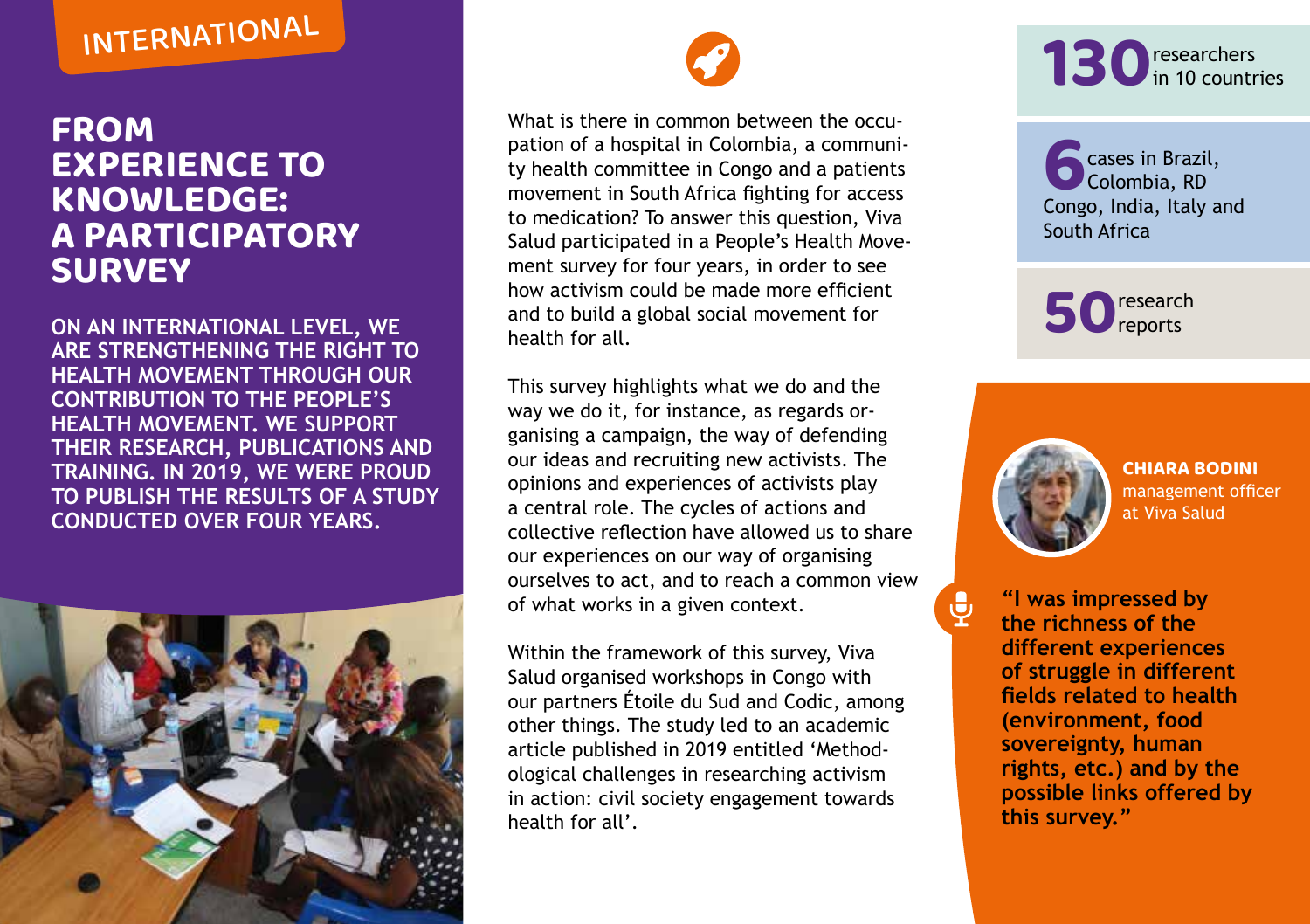INTERNATIONAL

# FROM EXPERIENCE TO KNOWLEDGE: A PARTICIPATORY SURVEY

**ON AN INTERNATIONAL LEVEL, WE ARE STRENGTHENING THE RIGHT TO HEALTH MOVEMENT THROUGH OUR CONTRIBUTION TO THE PEOPLE'S HEALTH MOVEMENT. WE SUPPORT THEIR RESEARCH, PUBLICATIONS AND TRAINING. IN 2019, WE WERE PROUD TO PUBLISH THE RESULTS OF A STUDY CONDUCTED OVER FOUR YEARS.**

What is there in common between the occupation of a hospital in Colombia, a community health committee in Congo and a patients movement in South Africa fighting for access to medication? To answer this question, Viva Salud participated in a People's Health Movement survey for four years, in order to see how activism could be made more efficient and to build a global social movement for health for all.

This survey highlights what we do and the way we do it, for instance, as regards organising a campaign, the way of defending our ideas and recruiting new activists. The opinions and experiences of activists play a central role. The cycles of actions and collective reflection have allowed us to share our experiences on our way of organising ourselves to act, and to reach a common view of what works in a given context.

Within the framework of this survey, Viva Salud organised workshops in Congo with our partners Étoile du Sud and Codic, among other things. The study led to an academic article published in 2019 entitled 'Methodological challenges in researching activism in action: civil society engagement towards health for all'.

**130** researchers in 10 countries

**6** cases in Brazil, Colombia, RD Congo, India, Italy and South Africa

**50** research reports

**CHIARA BODINI**
management officer at Viva Salud

**"I was impressed by the richness of the different experiences of struggle in different fields related to health (environment, food sovereignty, human rights, etc.) and by the possible links offered by this survey."**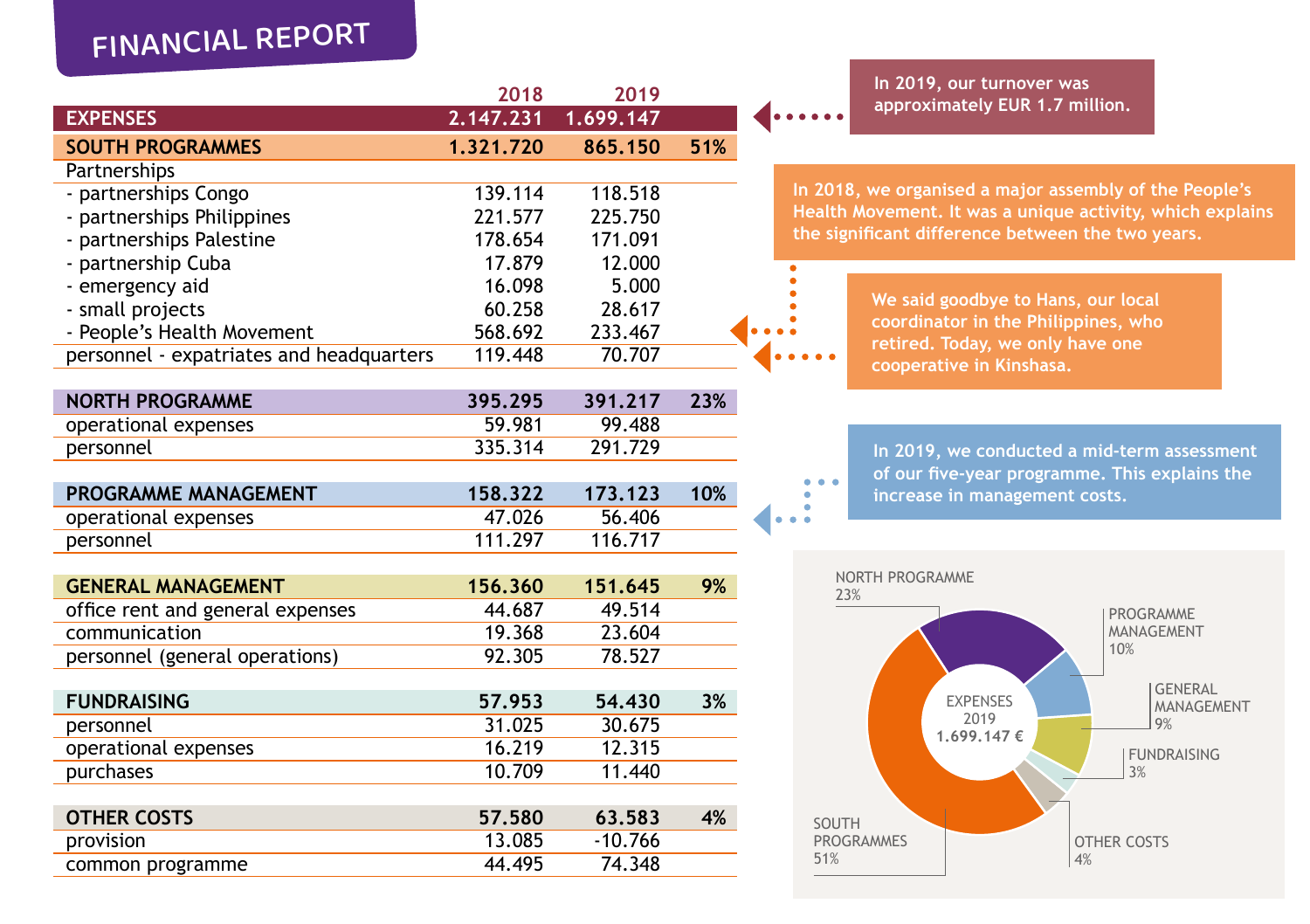# FINANCIAL REPORT

| | 2018 | 2019 | |
|---|---|---|---|
| **EXPENSES** | **2.147.231** | **1.699.147** | |
| **SOUTH PROGRAMMES** | **1.321.720** | **865.150** | **51%** |
| Partnerships | | | |
| - partnerships Congo | 139.114 | 118.518 | |
| - partnerships Philippines | 221.577 | 225.750 | |
| - partnerships Palestine | 178.654 | 171.091 | |
| - partnership Cuba | 17.879 | 12.000 | |
| - emergency aid | 16.098 | 5.000 | |
| - small projects | 60.258 | 28.617 | |
| - People's Health Movement | 568.692 | 233.467 | |
| personnel - expatriates and headquarters | 119.448 | 70.707 | |
| **NORTH PROGRAMME** | **395.295** | **391.217** | **23%** |
| operational expenses | 59.981 | 99.488 | |
| personnel | 335.314 | 291.729 | |
| **PROGRAMME MANAGEMENT** | **158.322** | **173.123** | **10%** |
| operational expenses | 47.026 | 56.406 | |
| personnel | 111.297 | 116.717 | |
| **GENERAL MANAGEMENT** | **156.360** | **151.645** | **9%** |
| office rent and general expenses | 44.687 | 49.514 | |
| communication | 19.368 | 23.604 | |
| personnel (general operations) | 92.305 | 78.527 | |
| **FUNDRAISING** | **57.953** | **54.430** | **3%** |
| personnel | 31.025 | 30.675 | |
| operational expenses | 16.219 | 12.315 | |
| purchases | 10.709 | 11.440 | |
| **OTHER COSTS** | **57.580** | **63.583** | **4%** |
| provision | 13.085 | -10.766 | |
| common programme | 44.495 | 74.348 | |

In 2019, our turnover was approximately EUR 1.7 million.

In 2018, we organised a major assembly of the People's Health Movement. It was a unique activity, which explains the significant difference between the two years.

We said goodbye to Hans, our local coordinator in the Philippines, who retired. Today, we only have one cooperative in Kinshasa.

In 2019, we conducted a mid-term assessment of our five-year programme. This explains the increase in management costs.

EXPENSES 2019
1.699.147 €

NORTH PROGRAMME 23%
PROGRAMME MANAGEMENT 10%
GENERAL MANAGEMENT 9%
FUNDRAISING 3%
OTHER COSTS 4%
SOUTH PROGRAMMES 51%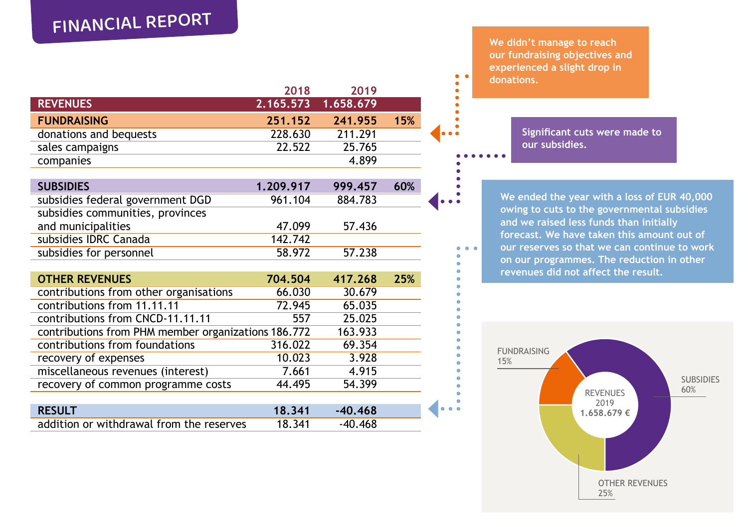# FINANCIAL REPORT

| | 2018 | 2019 | |
|---|---|---|---|
| **REVENUES** | **2.165.573** | **1.658.679** | |
| **FUNDRAISING** | **251.152** | **241.955** | **15%** |
| donations and bequests | 228.630 | 211.291 | |
| sales campaigns | 22.522 | 25.765 | |
| companies | | 4.899 | |
| **SUBSIDIES** | **1.209.917** | **999.457** | **60%** |
| subsidies federal government DGD | 961.104 | 884.783 | |
| subsidies communities, provinces and municipalities | 47.099 | 57.436 | |
| subsidies IDRC Canada | 142.742 | | |
| subsidies for personnel | 58.972 | 57.238 | |
| **OTHER REVENUES** | **704.504** | **417.268** | **25%** |
| contributions from other organisations | 66.030 | 30.679 | |
| contributions from 11.11.11 | 72.945 | 65.035 | |
| contributions from CNCD-11.11.11 | 557 | 25.025 | |
| contributions from PHM member organizations | 186.772 | 163.933 | |
| contributions from foundations | 316.022 | 69.354 | |
| recovery of expenses | 10.023 | 3.928 | |
| miscellaneous revenues (interest) | 7.661 | 4.915 | |
| recovery of common programme costs | 44.495 | 54.399 | |
| **RESULT** | **18.341** | **-40.468** | |
| addition or withdrawal from the reserves | 18.341 | -40.468 | |

**We didn't manage to reach our fundraising objectives and experienced a slight drop in donations.**

**Significant cuts were made to our subsidies.**

**We ended the year with a loss of EUR 40,000 owing to cuts to the governmental subsidies and we raised less funds than initially forecast. We have taken this amount out of our reserves so that we can continue to work on our programmes. The reduction in other revenues did not affect the result.**

FUNDRAISING
15%

SUBSIDIES
60%

OTHER REVENUES
25%

REVENUES
2019
**1.658.679 €**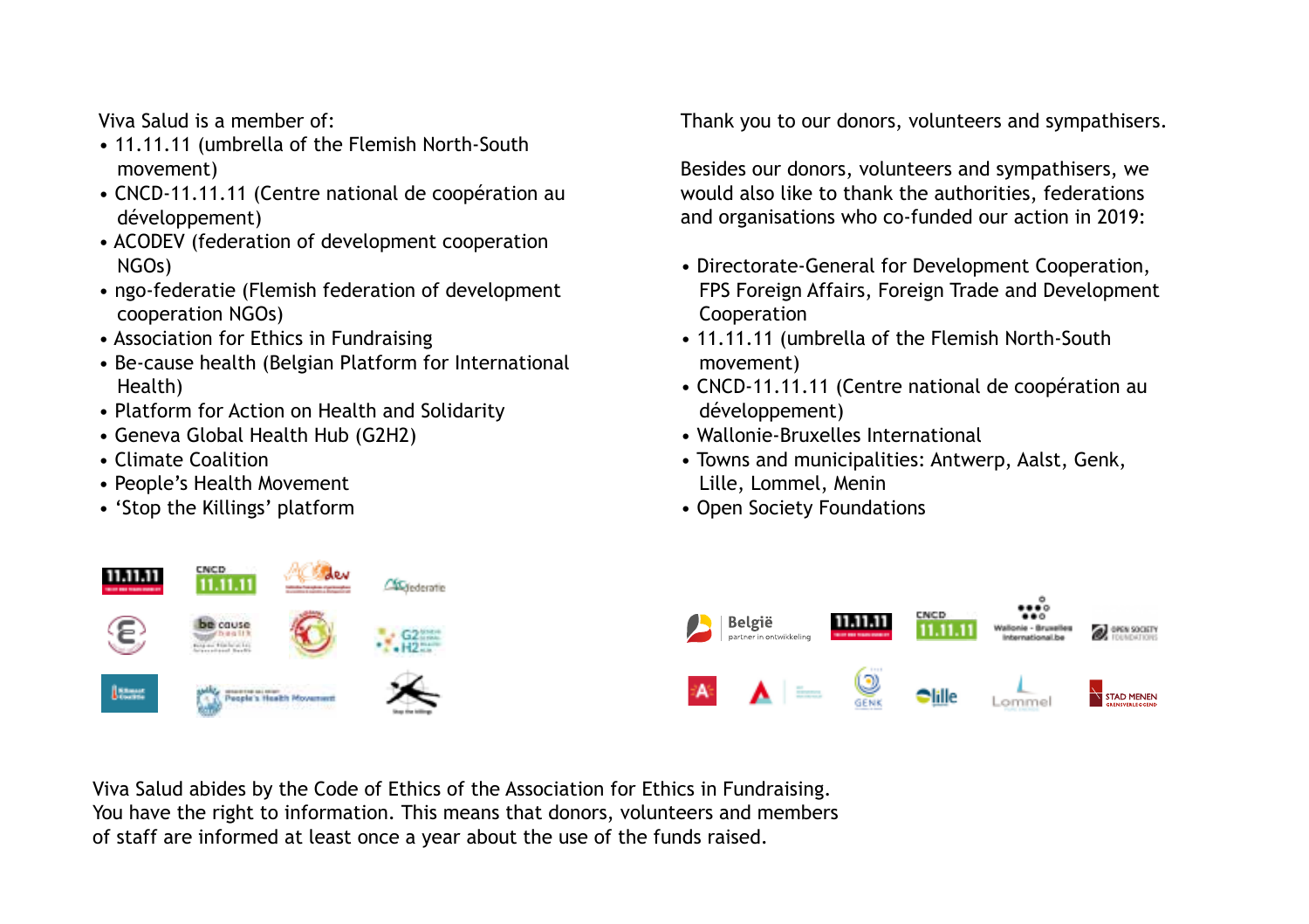Viva Salud is a member of:

- 11.11.11 (umbrella of the Flemish North-South movement)
- CNCD-11.11.11 (Centre national de coopération au développement)
- ACODEV (federation of development cooperation NGOs)
- ngo-federatie (Flemish federation of development cooperation NGOs)
- Association for Ethics in Fundraising
- Be-cause health (Belgian Platform for International Health)
- Platform for Action on Health and Solidarity
- Geneva Global Health Hub (G2H2)
- Climate Coalition
- People's Health Movement
- 'Stop the Killings' platform

Thank you to our donors, volunteers and sympathisers.

Besides our donors, volunteers and sympathisers, we would also like to thank the authorities, federations and organisations who co-funded our action in 2019:

- Directorate-General for Development Cooperation, FPS Foreign Affairs, Foreign Trade and Development Cooperation
- 11.11.11 (umbrella of the Flemish North-South movement)
- CNCD-11.11.11 (Centre national de coopération au développement)
- Wallonie-Bruxelles International
- Towns and municipalities: Antwerp, Aalst, Genk, Lille, Lommel, Menin
- Open Society Foundations

Viva Salud abides by the Code of Ethics of the Association for Ethics in Fundraising. You have the right to information. This means that donors, volunteers and members of staff are informed at least once a year about the use of the funds raised.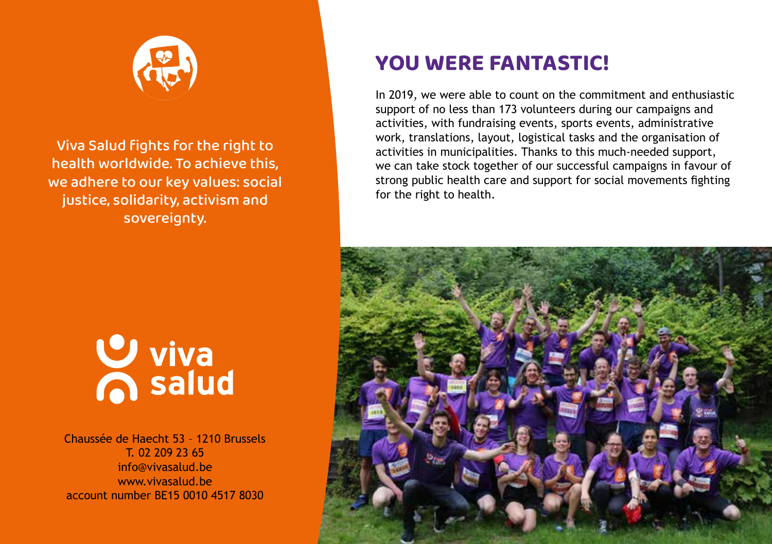Viva Salud fights for the right to health worldwide. To achieve this, we adhere to our key values: social justice, solidarity, activism and sovereignty.

viva salud

Chaussée de Haecht 53 – 1210 Brussels
T. 02 209 23 65
info@vivasalud.be
www.vivasalud.be
account number BE15 0010 4517 8030

# YOU WERE FANTASTIC!

In 2019, we were able to count on the commitment and enthusiastic support of no less than 173 volunteers during our campaigns and activities, with fundraising events, sports events, administrative work, translations, layout, logistical tasks and the organisation of activities in municipalities. Thanks to this much-needed support, we can take stock together of our successful campaigns in favour of strong public health care and support for social movements fighting for the right to health.